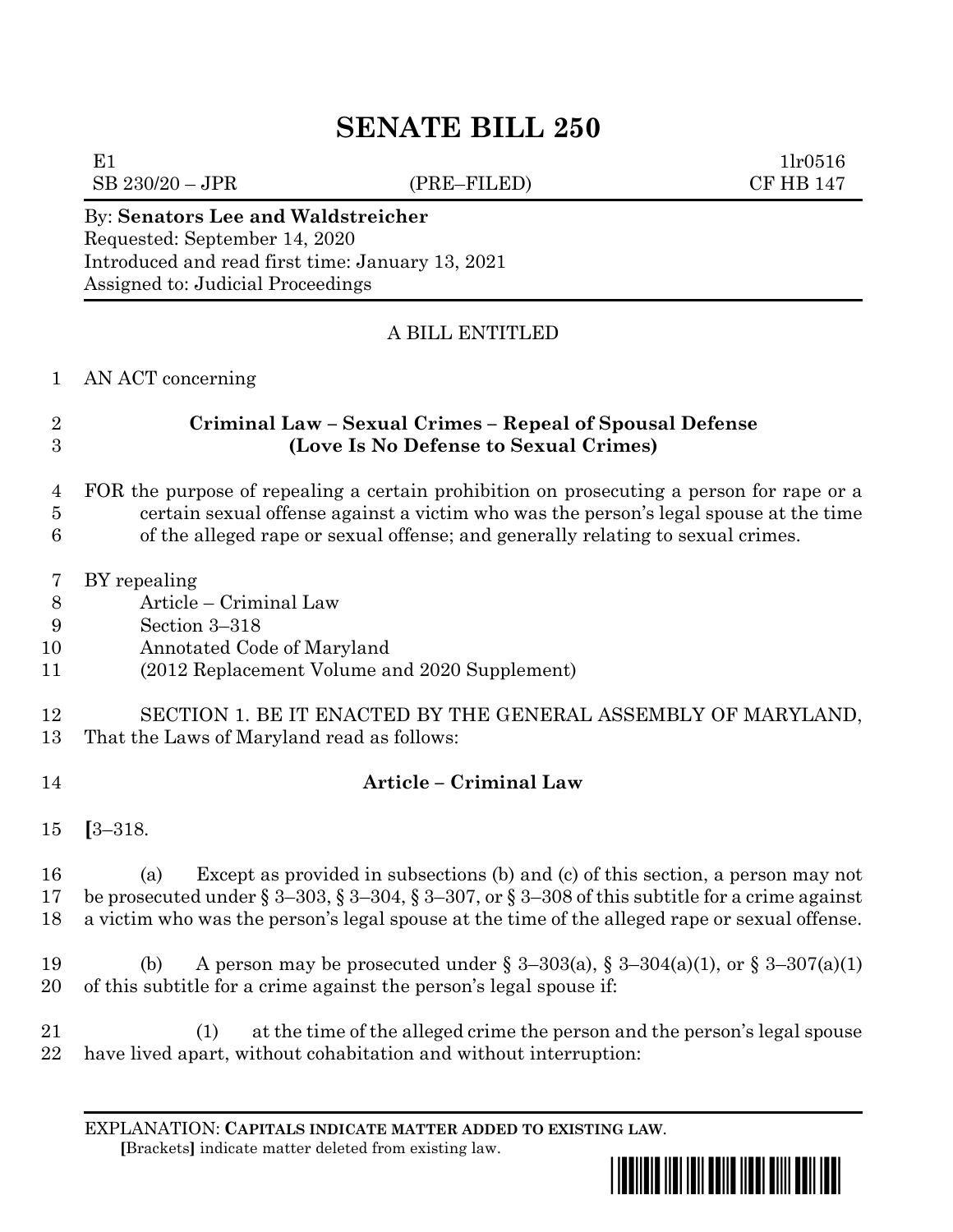# SENATE BILL 250

E1 1lr0516
SB 230/20 – JPR (PRE–FILED) CF HB 147

By: **Senators Lee and Waldstreicher**
Requested: September 14, 2020
Introduced and read first time: January 13, 2021
Assigned to: Judicial Proceedings

A BILL ENTITLED

1 AN ACT concerning

2 **Criminal Law – Sexual Crimes – Repeal of Spousal Defense**
3 **(Love Is No Defense to Sexual Crimes)**

4 FOR the purpose of repealing a certain prohibition on prosecuting a person for rape or a
5 certain sexual offense against a victim who was the person's legal spouse at the time
6 of the alleged rape or sexual offense; and generally relating to sexual crimes.

7 BY repealing
8 Article – Criminal Law
9 Section 3–318
10 Annotated Code of Maryland
11 (2012 Replacement Volume and 2020 Supplement)

12 SECTION 1. BE IT ENACTED BY THE GENERAL ASSEMBLY OF MARYLAND,
13 That the Laws of Maryland read as follows:

14 **Article – Criminal Law**

15 **[**3–318.

16 (a) Except as provided in subsections (b) and (c) of this section, a person may not
17 be prosecuted under § 3–303, § 3–304, § 3–307, or § 3–308 of this subtitle for a crime against
18 a victim who was the person's legal spouse at the time of the alleged rape or sexual offense.

19 (b) A person may be prosecuted under § 3–303(a), § 3–304(a)(1), or § 3–307(a)(1)
20 of this subtitle for a crime against the person's legal spouse if:

21 (1) at the time of the alleged crime the person and the person's legal spouse
22 have lived apart, without cohabitation and without interruption:

EXPLANATION: **CAPITALS INDICATE MATTER ADDED TO EXISTING LAW**.
**[**Brackets**]** indicate matter deleted from existing law.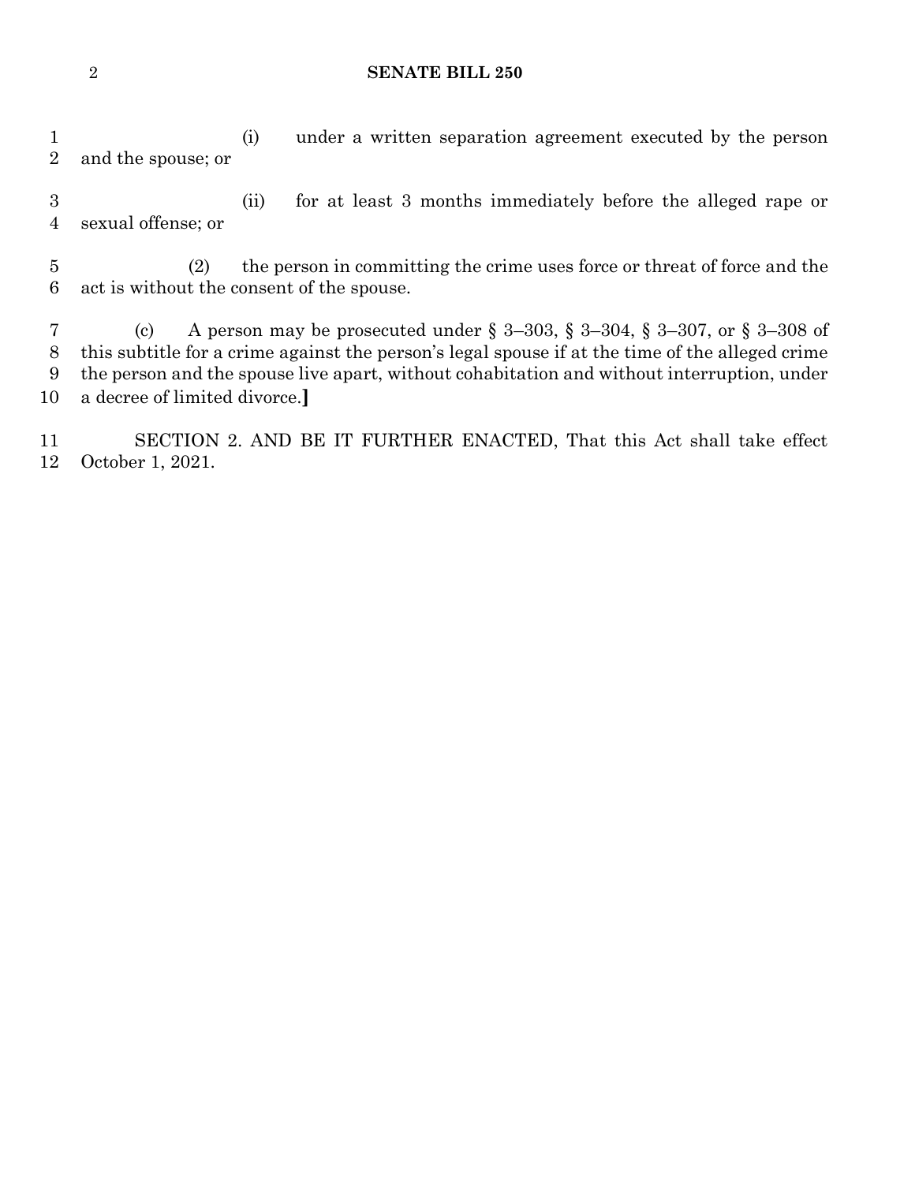(i) under a written separation agreement executed by the person and the spouse; or

(ii) for at least 3 months immediately before the alleged rape or sexual offense; or

(2) the person in committing the crime uses force or threat of force and the act is without the consent of the spouse.

(c) A person may be prosecuted under § 3–303, § 3–304, § 3–307, or § 3–308 of this subtitle for a crime against the person's legal spouse if at the time of the alleged crime the person and the spouse live apart, without cohabitation and without interruption, under a decree of limited divorce.**]**

SECTION 2. AND BE IT FURTHER ENACTED, That this Act shall take effect October 1, 2021.